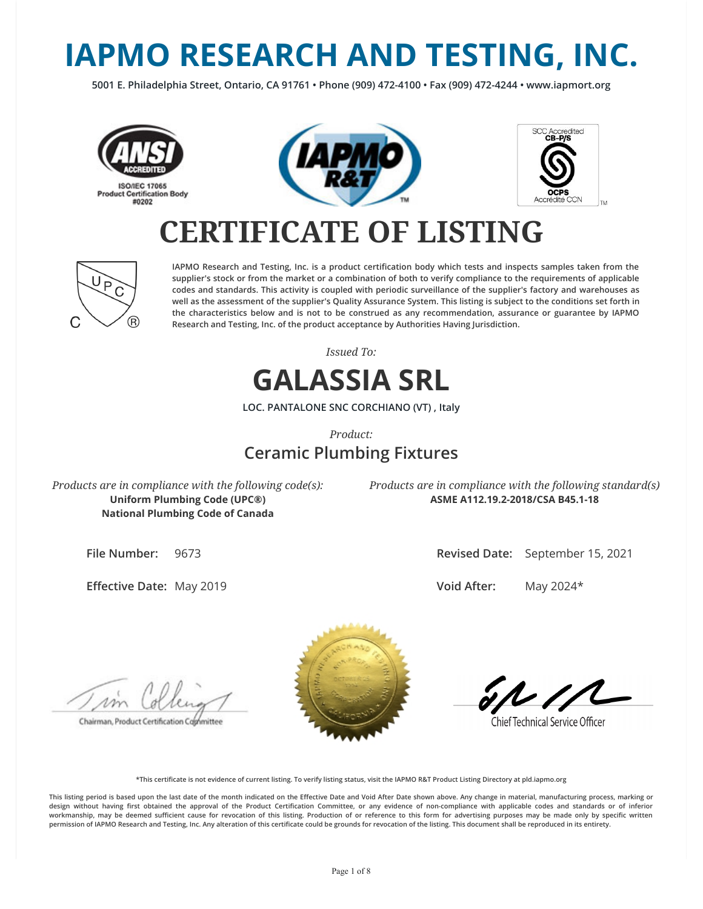# IAPMO RESEARCH AND TESTING, INC.

**5001 E. Philadelphia Street, Ontario, CA 91761 • Phone (909) 472-4100 • Fax (909) 472-4244 • www.iapmort.org**

ANSI ACCREDITED
ISO/IEC 17065
Product Certification Body
#0202

SCC Accredited
CB-P/S
OCPS
Accrédité CCN

# CERTIFICATE OF LISTING

IAPMO Research and Testing, Inc. is a product certification body which tests and inspects samples taken from the supplier's stock or from the market or a combination of both to verify compliance to the requirements of applicable codes and standards. This activity is coupled with periodic surveillance of the supplier's factory and warehouses as well as the assessment of the supplier's Quality Assurance System. This listing is subject to the conditions set forth in the characteristics below and is not to be construed as any recommendation, assurance or guarantee by IAPMO Research and Testing, Inc. of the product acceptance by Authorities Having Jurisdiction.

*Issued To:*

## GALASSIA SRL

**LOC. PANTALONE SNC CORCHIANO (VT) , Italy**

*Product:*

### Ceramic Plumbing Fixtures

*Products are in compliance with the following code(s):*
**Uniform Plumbing Code (UPC®)**
**National Plumbing Code of Canada**

*Products are in compliance with the following standard(s)*
**ASME A112.19.2-2018/CSA B45.1-18**

**File Number:** 9673

**Effective Date:** May 2019

**Revised Date:** September 15, 2021

**Void After:** May 2024*

Chairman, Product Certification Committee

Chief Technical Service Officer

**\*This certificate is not evidence of current listing. To verify listing status, visit the IAPMO R&T Product Listing Directory at pld.iapmo.org**

**This listing period is based upon the last date of the month indicated on the Effective Date and Void After Date shown above. Any change in material, manufacturing process, marking or design without having first obtained the approval of the Product Certification Committee, or any evidence of non-compliance with applicable codes and standards or of inferior workmanship, may be deemed sufficient cause for revocation of this listing. Production of or reference to this form for advertising purposes may be made only by specific written permission of IAPMO Research and Testing, Inc. Any alteration of this certificate could be grounds for revocation of the listing. This document shall be reproduced in its entirety.**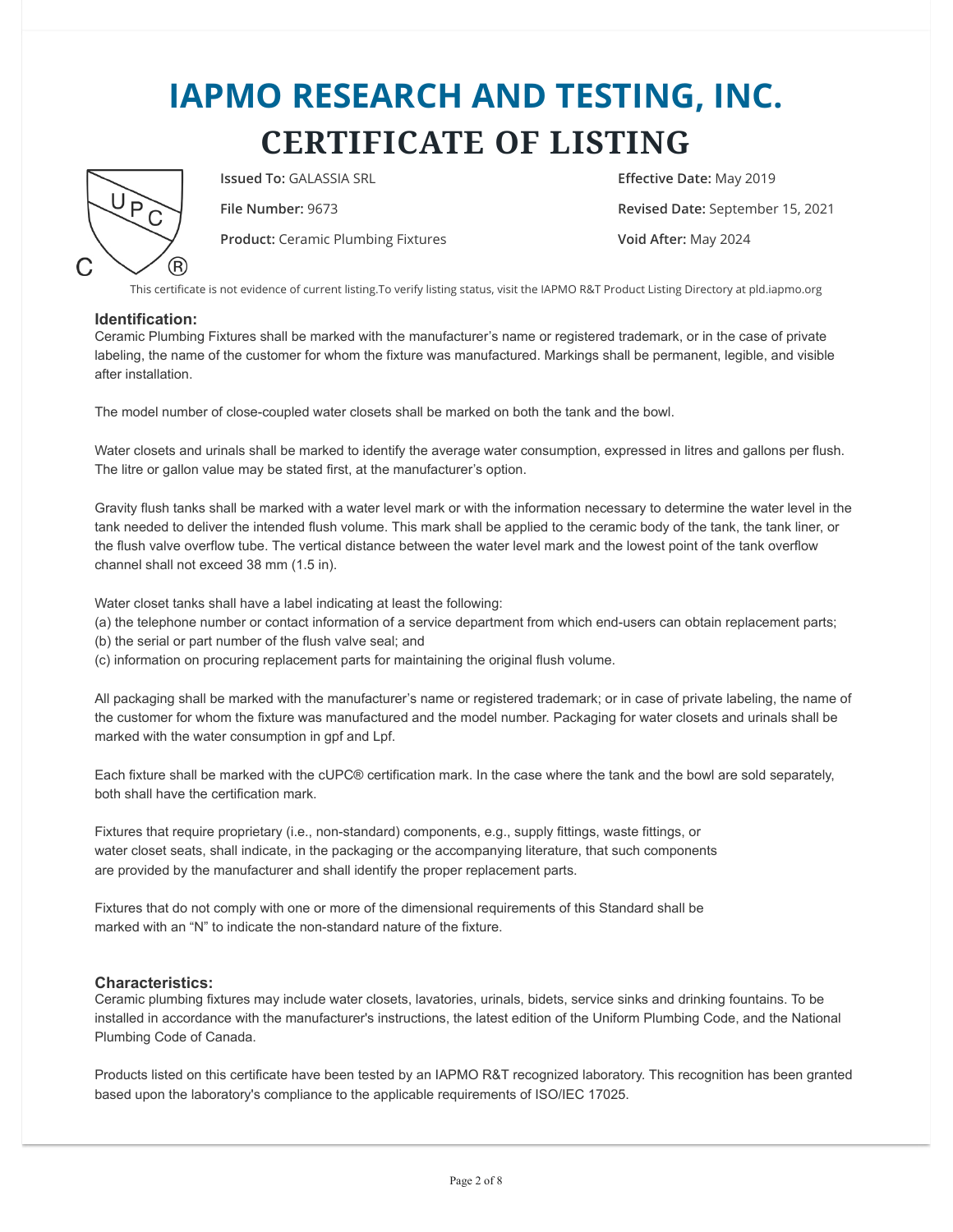# IAPMO RESEARCH AND TESTING, INC.

# CERTIFICATE OF LISTING

**Issued To:** GALASSIA SRL

**File Number:** 9673

**Product:** Ceramic Plumbing Fixtures

**Effective Date:** May 2019

**Revised Date:** September 15, 2021

**Void After:** May 2024

This certificate is not evidence of current listing.To verify listing status, visit the IAPMO R&T Product Listing Directory at pld.iapmo.org

### Identification:

Ceramic Plumbing Fixtures shall be marked with the manufacturer's name or registered trademark, or in the case of private labeling, the name of the customer for whom the fixture was manufactured. Markings shall be permanent, legible, and visible after installation.

The model number of close-coupled water closets shall be marked on both the tank and the bowl.

Water closets and urinals shall be marked to identify the average water consumption, expressed in litres and gallons per flush. The litre or gallon value may be stated first, at the manufacturer's option.

Gravity flush tanks shall be marked with a water level mark or with the information necessary to determine the water level in the tank needed to deliver the intended flush volume. This mark shall be applied to the ceramic body of the tank, the tank liner, or the flush valve overflow tube. The vertical distance between the water level mark and the lowest point of the tank overflow channel shall not exceed 38 mm (1.5 in).

Water closet tanks shall have a label indicating at least the following:
(a) the telephone number or contact information of a service department from which end-users can obtain replacement parts;
(b) the serial or part number of the flush valve seal; and
(c) information on procuring replacement parts for maintaining the original flush volume.

All packaging shall be marked with the manufacturer's name or registered trademark; or in case of private labeling, the name of the customer for whom the fixture was manufactured and the model number. Packaging for water closets and urinals shall be marked with the water consumption in gpf and Lpf.

Each fixture shall be marked with the cUPC® certification mark. In the case where the tank and the bowl are sold separately, both shall have the certification mark.

Fixtures that require proprietary (i.e., non-standard) components, e.g., supply fittings, waste fittings, or water closet seats, shall indicate, in the packaging or the accompanying literature, that such components are provided by the manufacturer and shall identify the proper replacement parts.

Fixtures that do not comply with one or more of the dimensional requirements of this Standard shall be marked with an "N" to indicate the non-standard nature of the fixture.

### Characteristics:

Ceramic plumbing fixtures may include water closets, lavatories, urinals, bidets, service sinks and drinking fountains. To be installed in accordance with the manufacturer's instructions, the latest edition of the Uniform Plumbing Code, and the National Plumbing Code of Canada.

Products listed on this certificate have been tested by an IAPMO R&T recognized laboratory. This recognition has been granted based upon the laboratory's compliance to the applicable requirements of ISO/IEC 17025.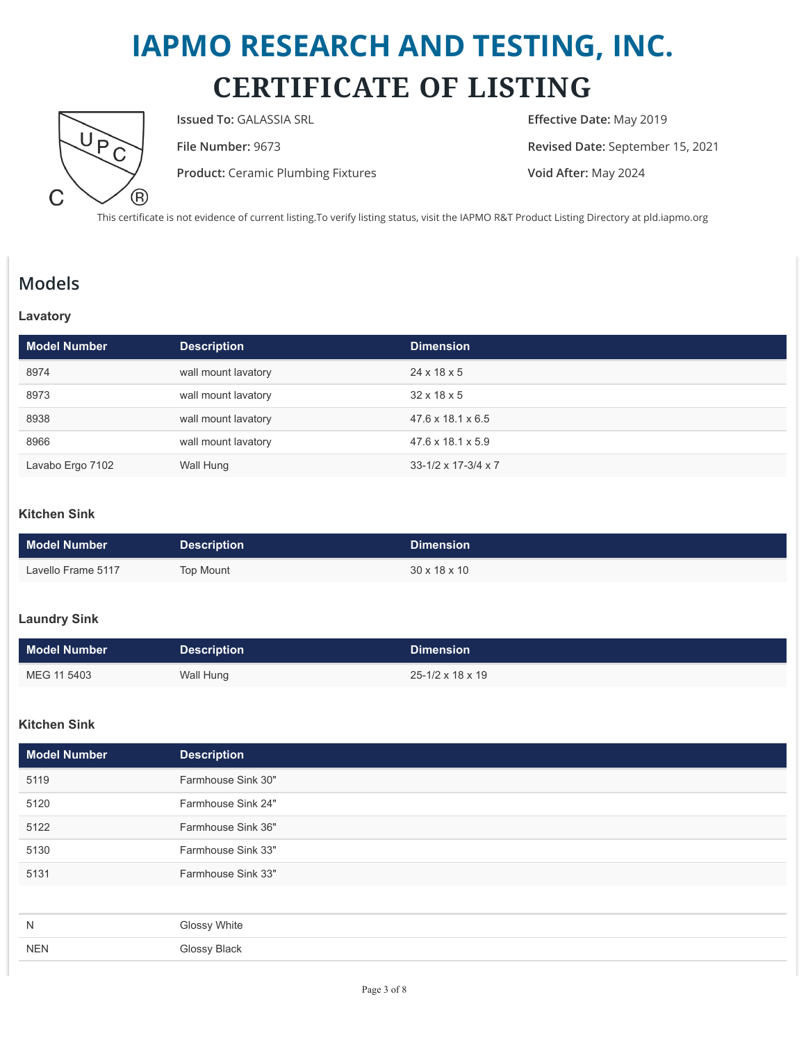# IAPMO RESEARCH AND TESTING, INC.

# CERTIFICATE OF LISTING

**Issued To:** GALASSIA SRL

**File Number:** 9673

**Product:** Ceramic Plumbing Fixtures

**Effective Date:** May 2019

**Revised Date:** September 15, 2021

**Void After:** May 2024

This certificate is not evidence of current listing.To verify listing status, visit the IAPMO R&T Product Listing Directory at pld.iapmo.org

## Models

### Lavatory

| Model Number | Description | Dimension |
| --- | --- | --- |
| 8974 | wall mount lavatory | 24 x 18 x 5 |
| 8973 | wall mount lavatory | 32 x 18 x 5 |
| 8938 | wall mount lavatory | 47.6 x 18.1 x 6.5 |
| 8966 | wall mount lavatory | 47.6 x 18.1 x 5.9 |
| Lavabo Ergo 7102 | Wall Hung | 33-1/2 x 17-3/4 x 7 |

### Kitchen Sink

| Model Number | Description | Dimension |
| --- | --- | --- |
| Lavello Frame 5117 | Top Mount | 30 x 18 x 10 |

### Laundry Sink

| Model Number | Description | Dimension |
| --- | --- | --- |
| MEG 11 5403 | Wall Hung | 25-1/2 x 18 x 19 |

### Kitchen Sink

| Model Number | Description |
| --- | --- |
| 5119 | Farmhouse Sink 30" |
| 5120 | Farmhouse Sink 24" |
| 5122 | Farmhouse Sink 36" |
| 5130 | Farmhouse Sink 33" |
| 5131 | Farmhouse Sink 33" |

| | |
| --- | --- |
| N | Glossy White |
| NEN | Glossy Black |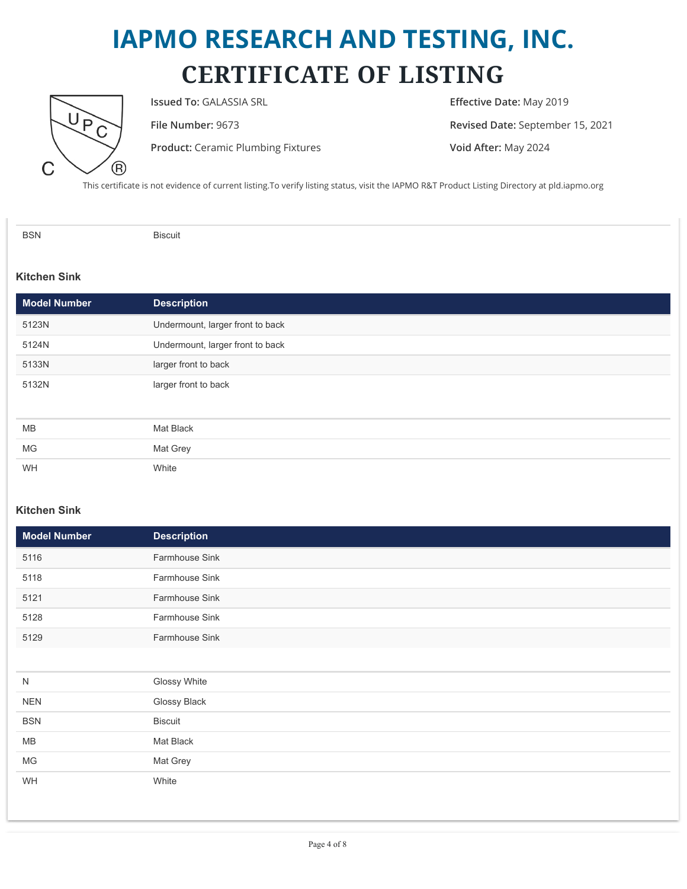# IAPMO RESEARCH AND TESTING, INC.

## CERTIFICATE OF LISTING

**Issued To:** GALASSIA SRL

**File Number:** 9673

**Product:** Ceramic Plumbing Fixtures

**Effective Date:** May 2019

**Revised Date:** September 15, 2021

**Void After:** May 2024

This certificate is not evidence of current listing.To verify listing status, visit the IAPMO R&T Product Listing Directory at pld.iapmo.org

| | |
|---|---|
| BSN | Biscuit |

### Kitchen Sink

| Model Number | Description |
|---|---|
| 5123N | Undermount, larger front to back |
| 5124N | Undermount, larger front to back |
| 5133N | larger front to back |
| 5132N | larger front to back |

| | |
|---|---|
| MB | Mat Black |
| MG | Mat Grey |
| WH | White |

### Kitchen Sink

| Model Number | Description |
|---|---|
| 5116 | Farmhouse Sink |
| 5118 | Farmhouse Sink |
| 5121 | Farmhouse Sink |
| 5128 | Farmhouse Sink |
| 5129 | Farmhouse Sink |

| | |
|---|---|
| N | Glossy White |
| NEN | Glossy Black |
| BSN | Biscuit |
| MB | Mat Black |
| MG | Mat Grey |
| WH | White |